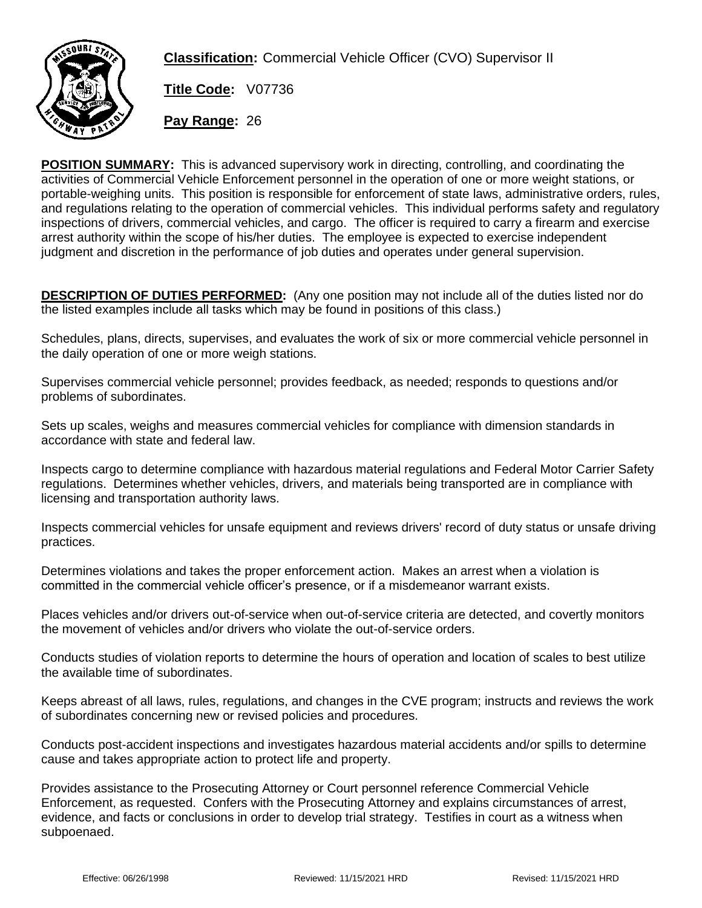**Classification:** Commercial Vehicle Officer (CVO) Supervisor II

**Title Code:** V07736

**Pay Range:** 26

**POSITION SUMMARY:** This is advanced supervisory work in directing, controlling, and coordinating the activities of Commercial Vehicle Enforcement personnel in the operation of one or more weight stations, or portable-weighing units. This position is responsible for enforcement of state laws, administrative orders, rules, and regulations relating to the operation of commercial vehicles. This individual performs safety and regulatory inspections of drivers, commercial vehicles, and cargo. The officer is required to carry a firearm and exercise arrest authority within the scope of his/her duties. The employee is expected to exercise independent judgment and discretion in the performance of job duties and operates under general supervision.

**DESCRIPTION OF DUTIES PERFORMED:** (Any one position may not include all of the duties listed nor do the listed examples include all tasks which may be found in positions of this class.)

Schedules, plans, directs, supervises, and evaluates the work of six or more commercial vehicle personnel in the daily operation of one or more weigh stations.

Supervises commercial vehicle personnel; provides feedback, as needed; responds to questions and/or problems of subordinates.

Sets up scales, weighs and measures commercial vehicles for compliance with dimension standards in accordance with state and federal law.

Inspects cargo to determine compliance with hazardous material regulations and Federal Motor Carrier Safety regulations. Determines whether vehicles, drivers, and materials being transported are in compliance with licensing and transportation authority laws.

Inspects commercial vehicles for unsafe equipment and reviews drivers' record of duty status or unsafe driving practices.

Determines violations and takes the proper enforcement action. Makes an arrest when a violation is committed in the commercial vehicle officer's presence, or if a misdemeanor warrant exists.

Places vehicles and/or drivers out-of-service when out-of-service criteria are detected, and covertly monitors the movement of vehicles and/or drivers who violate the out-of-service orders.

Conducts studies of violation reports to determine the hours of operation and location of scales to best utilize the available time of subordinates.

Keeps abreast of all laws, rules, regulations, and changes in the CVE program; instructs and reviews the work of subordinates concerning new or revised policies and procedures.

Conducts post-accident inspections and investigates hazardous material accidents and/or spills to determine cause and takes appropriate action to protect life and property.

Provides assistance to the Prosecuting Attorney or Court personnel reference Commercial Vehicle Enforcement, as requested. Confers with the Prosecuting Attorney and explains circumstances of arrest, evidence, and facts or conclusions in order to develop trial strategy. Testifies in court as a witness when subpoenaed.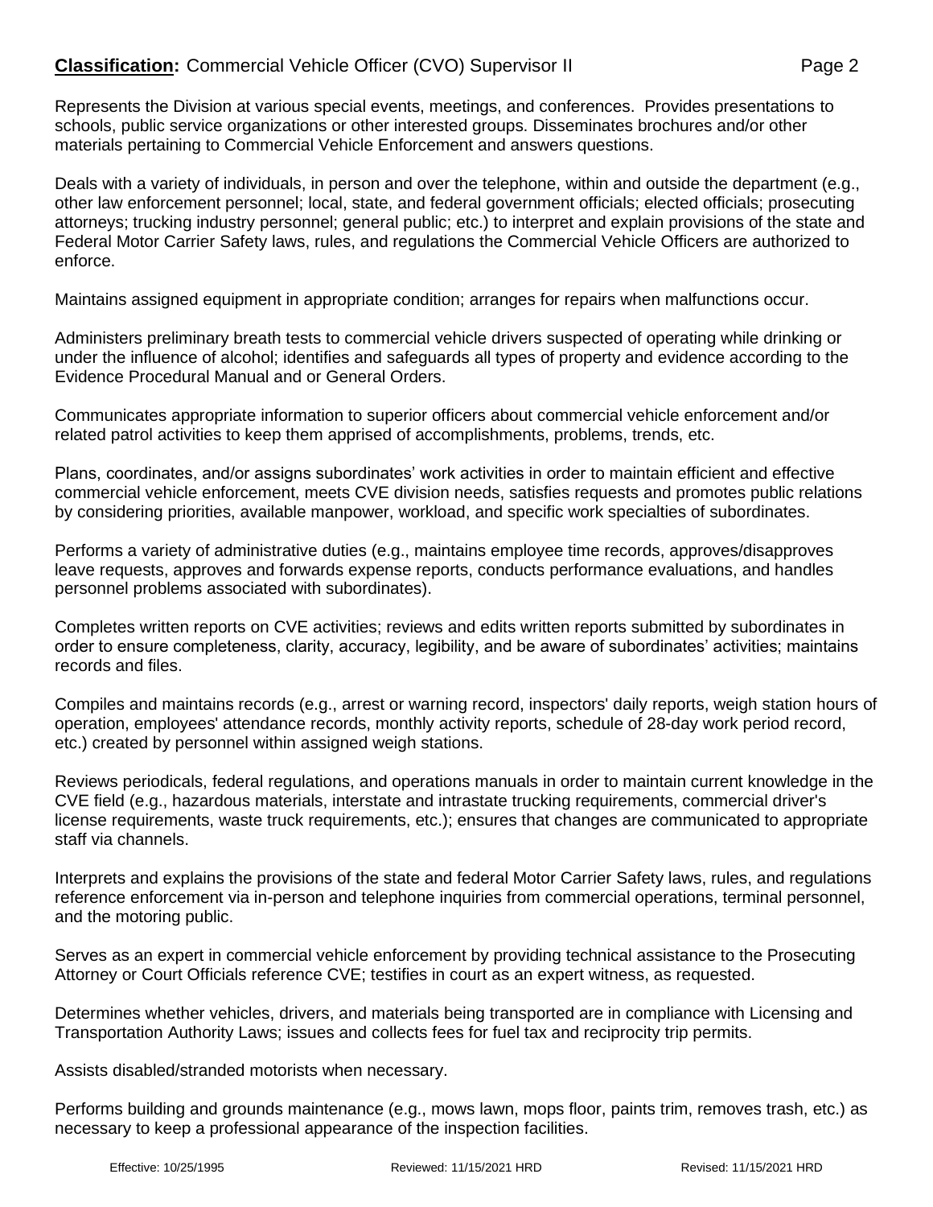Represents the Division at various special events, meetings, and conferences. Provides presentations to schools, public service organizations or other interested groups. Disseminates brochures and/or other materials pertaining to Commercial Vehicle Enforcement and answers questions.

Deals with a variety of individuals, in person and over the telephone, within and outside the department (e.g., other law enforcement personnel; local, state, and federal government officials; elected officials; prosecuting attorneys; trucking industry personnel; general public; etc.) to interpret and explain provisions of the state and Federal Motor Carrier Safety laws, rules, and regulations the Commercial Vehicle Officers are authorized to enforce.

Maintains assigned equipment in appropriate condition; arranges for repairs when malfunctions occur.

Administers preliminary breath tests to commercial vehicle drivers suspected of operating while drinking or under the influence of alcohol; identifies and safeguards all types of property and evidence according to the Evidence Procedural Manual and or General Orders.

Communicates appropriate information to superior officers about commercial vehicle enforcement and/or related patrol activities to keep them apprised of accomplishments, problems, trends, etc.

Plans, coordinates, and/or assigns subordinates' work activities in order to maintain efficient and effective commercial vehicle enforcement, meets CVE division needs, satisfies requests and promotes public relations by considering priorities, available manpower, workload, and specific work specialties of subordinates.

Performs a variety of administrative duties (e.g., maintains employee time records, approves/disapproves leave requests, approves and forwards expense reports, conducts performance evaluations, and handles personnel problems associated with subordinates).

Completes written reports on CVE activities; reviews and edits written reports submitted by subordinates in order to ensure completeness, clarity, accuracy, legibility, and be aware of subordinates' activities; maintains records and files.

Compiles and maintains records (e.g., arrest or warning record, inspectors' daily reports, weigh station hours of operation, employees' attendance records, monthly activity reports, schedule of 28-day work period record, etc.) created by personnel within assigned weigh stations.

Reviews periodicals, federal regulations, and operations manuals in order to maintain current knowledge in the CVE field (e.g., hazardous materials, interstate and intrastate trucking requirements, commercial driver's license requirements, waste truck requirements, etc.); ensures that changes are communicated to appropriate staff via channels.

Interprets and explains the provisions of the state and federal Motor Carrier Safety laws, rules, and regulations reference enforcement via in-person and telephone inquiries from commercial operations, terminal personnel, and the motoring public.

Serves as an expert in commercial vehicle enforcement by providing technical assistance to the Prosecuting Attorney or Court Officials reference CVE; testifies in court as an expert witness, as requested.

Determines whether vehicles, drivers, and materials being transported are in compliance with Licensing and Transportation Authority Laws; issues and collects fees for fuel tax and reciprocity trip permits.

Assists disabled/stranded motorists when necessary.

Performs building and grounds maintenance (e.g., mows lawn, mops floor, paints trim, removes trash, etc.) as necessary to keep a professional appearance of the inspection facilities.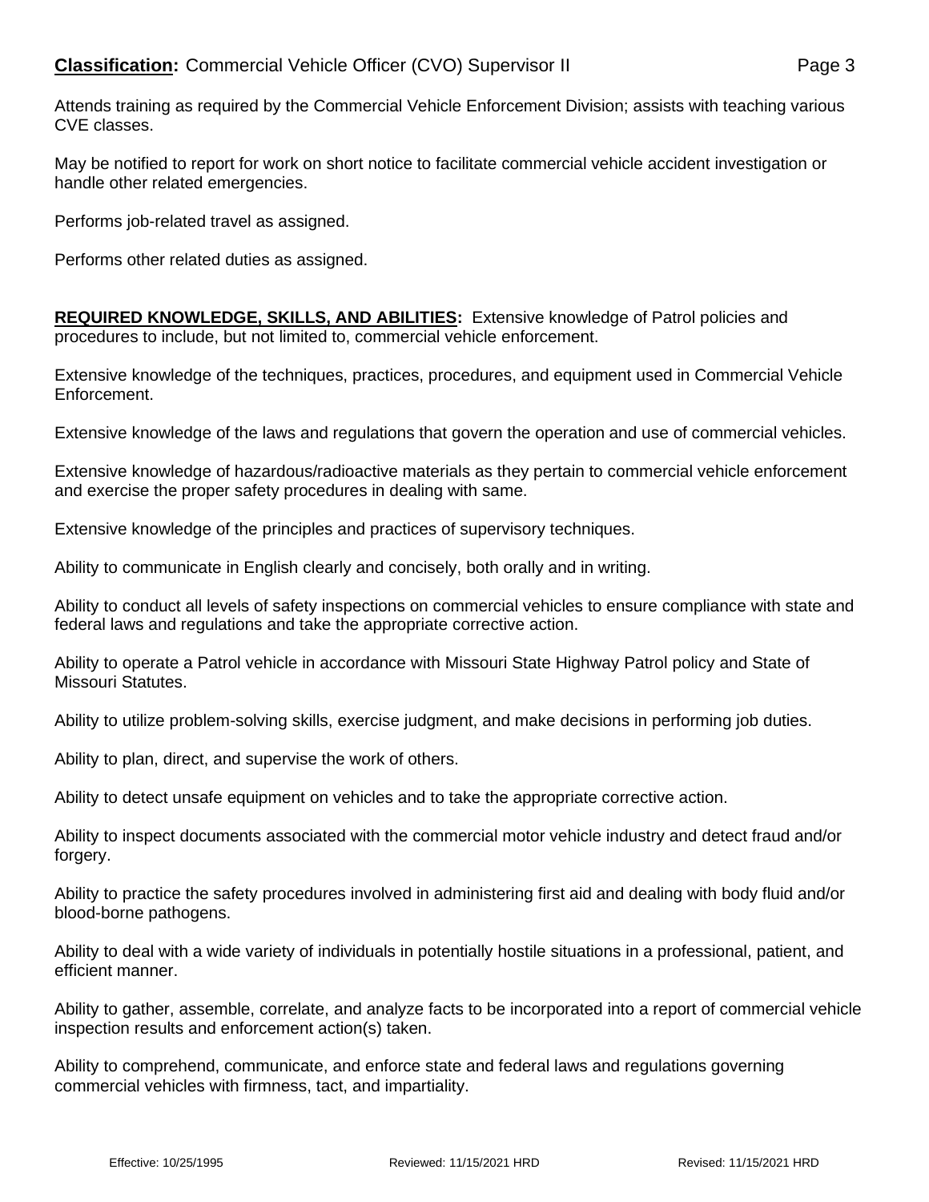Attends training as required by the Commercial Vehicle Enforcement Division; assists with teaching various CVE classes.

May be notified to report for work on short notice to facilitate commercial vehicle accident investigation or handle other related emergencies.

Performs job-related travel as assigned.

Performs other related duties as assigned.

**REQUIRED KNOWLEDGE, SKILLS, AND ABILITIES:** Extensive knowledge of Patrol policies and procedures to include, but not limited to, commercial vehicle enforcement.

Extensive knowledge of the techniques, practices, procedures, and equipment used in Commercial Vehicle Enforcement.

Extensive knowledge of the laws and regulations that govern the operation and use of commercial vehicles.

Extensive knowledge of hazardous/radioactive materials as they pertain to commercial vehicle enforcement and exercise the proper safety procedures in dealing with same.

Extensive knowledge of the principles and practices of supervisory techniques.

Ability to communicate in English clearly and concisely, both orally and in writing.

Ability to conduct all levels of safety inspections on commercial vehicles to ensure compliance with state and federal laws and regulations and take the appropriate corrective action.

Ability to operate a Patrol vehicle in accordance with Missouri State Highway Patrol policy and State of Missouri Statutes.

Ability to utilize problem-solving skills, exercise judgment, and make decisions in performing job duties.

Ability to plan, direct, and supervise the work of others.

Ability to detect unsafe equipment on vehicles and to take the appropriate corrective action.

Ability to inspect documents associated with the commercial motor vehicle industry and detect fraud and/or forgery.

Ability to practice the safety procedures involved in administering first aid and dealing with body fluid and/or blood-borne pathogens.

Ability to deal with a wide variety of individuals in potentially hostile situations in a professional, patient, and efficient manner.

Ability to gather, assemble, correlate, and analyze facts to be incorporated into a report of commercial vehicle inspection results and enforcement action(s) taken.

Ability to comprehend, communicate, and enforce state and federal laws and regulations governing commercial vehicles with firmness, tact, and impartiality.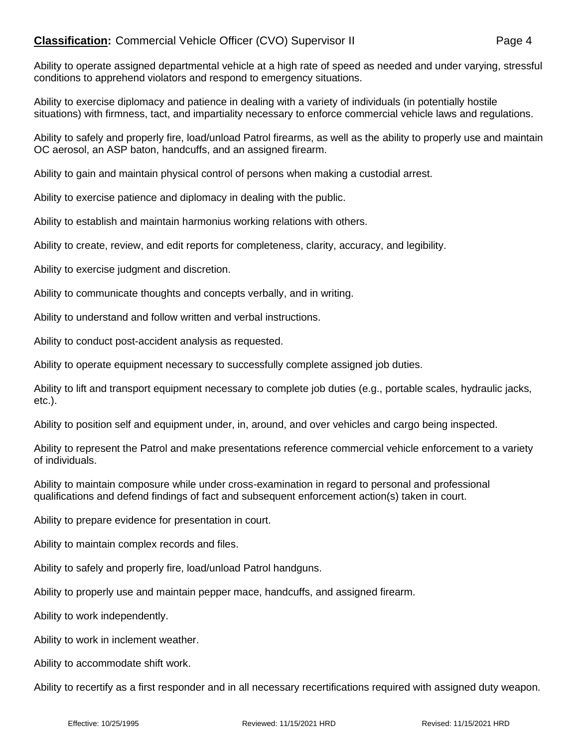Ability to operate assigned departmental vehicle at a high rate of speed as needed and under varying, stressful conditions to apprehend violators and respond to emergency situations.

Ability to exercise diplomacy and patience in dealing with a variety of individuals (in potentially hostile situations) with firmness, tact, and impartiality necessary to enforce commercial vehicle laws and regulations.

Ability to safely and properly fire, load/unload Patrol firearms, as well as the ability to properly use and maintain OC aerosol, an ASP baton, handcuffs, and an assigned firearm.

Ability to gain and maintain physical control of persons when making a custodial arrest.

Ability to exercise patience and diplomacy in dealing with the public.

Ability to establish and maintain harmonius working relations with others.

Ability to create, review, and edit reports for completeness, clarity, accuracy, and legibility.

Ability to exercise judgment and discretion.

Ability to communicate thoughts and concepts verbally, and in writing.

Ability to understand and follow written and verbal instructions.

Ability to conduct post-accident analysis as requested.

Ability to operate equipment necessary to successfully complete assigned job duties.

Ability to lift and transport equipment necessary to complete job duties (e.g., portable scales, hydraulic jacks, etc.).

Ability to position self and equipment under, in, around, and over vehicles and cargo being inspected.

Ability to represent the Patrol and make presentations reference commercial vehicle enforcement to a variety of individuals.

Ability to maintain composure while under cross-examination in regard to personal and professional qualifications and defend findings of fact and subsequent enforcement action(s) taken in court.

Ability to prepare evidence for presentation in court.

Ability to maintain complex records and files.

Ability to safely and properly fire, load/unload Patrol handguns.

Ability to properly use and maintain pepper mace, handcuffs, and assigned firearm.

Ability to work independently.

Ability to work in inclement weather.

Ability to accommodate shift work.

Ability to recertify as a first responder and in all necessary recertifications required with assigned duty weapon.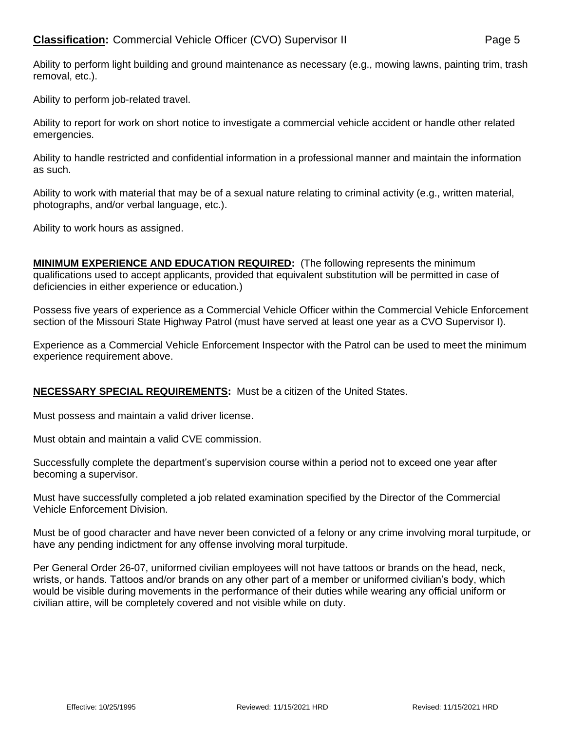Ability to perform light building and ground maintenance as necessary (e.g., mowing lawns, painting trim, trash removal, etc.).

Ability to perform job-related travel.

Ability to report for work on short notice to investigate a commercial vehicle accident or handle other related emergencies.

Ability to handle restricted and confidential information in a professional manner and maintain the information as such.

Ability to work with material that may be of a sexual nature relating to criminal activity (e.g., written material, photographs, and/or verbal language, etc.).

Ability to work hours as assigned.

**MINIMUM EXPERIENCE AND EDUCATION REQUIRED:** (The following represents the minimum qualifications used to accept applicants, provided that equivalent substitution will be permitted in case of deficiencies in either experience or education.)

Possess five years of experience as a Commercial Vehicle Officer within the Commercial Vehicle Enforcement section of the Missouri State Highway Patrol (must have served at least one year as a CVO Supervisor I).

Experience as a Commercial Vehicle Enforcement Inspector with the Patrol can be used to meet the minimum experience requirement above.

**NECESSARY SPECIAL REQUIREMENTS:** Must be a citizen of the United States.

Must possess and maintain a valid driver license.

Must obtain and maintain a valid CVE commission.

Successfully complete the department's supervision course within a period not to exceed one year after becoming a supervisor.

Must have successfully completed a job related examination specified by the Director of the Commercial Vehicle Enforcement Division.

Must be of good character and have never been convicted of a felony or any crime involving moral turpitude, or have any pending indictment for any offense involving moral turpitude.

Per General Order 26-07, uniformed civilian employees will not have tattoos or brands on the head, neck, wrists, or hands. Tattoos and/or brands on any other part of a member or uniformed civilian's body, which would be visible during movements in the performance of their duties while wearing any official uniform or civilian attire, will be completely covered and not visible while on duty.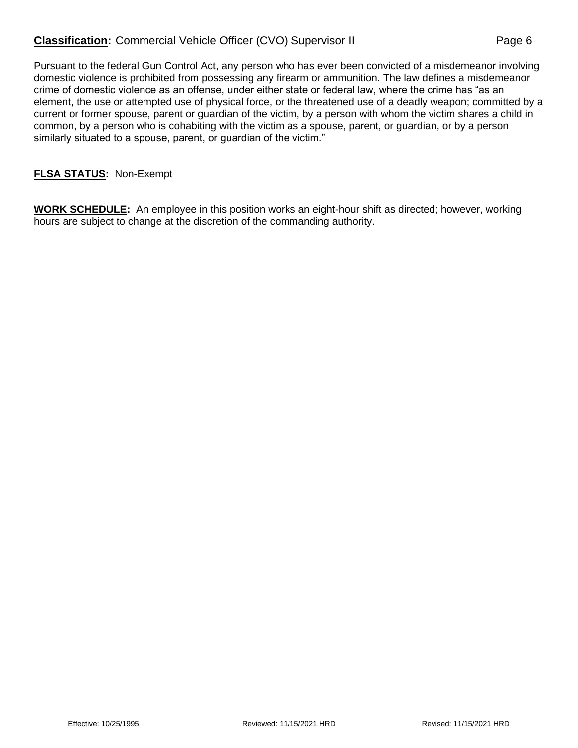Pursuant to the federal Gun Control Act, any person who has ever been convicted of a misdemeanor involving domestic violence is prohibited from possessing any firearm or ammunition. The law defines a misdemeanor crime of domestic violence as an offense, under either state or federal law, where the crime has "as an element, the use or attempted use of physical force, or the threatened use of a deadly weapon; committed by a current or former spouse, parent or guardian of the victim, by a person with whom the victim shares a child in common, by a person who is cohabiting with the victim as a spouse, parent, or guardian, or by a person similarly situated to a spouse, parent, or guardian of the victim."

**FLSA STATUS:** Non-Exempt

**WORK SCHEDULE:** An employee in this position works an eight-hour shift as directed; however, working hours are subject to change at the discretion of the commanding authority.